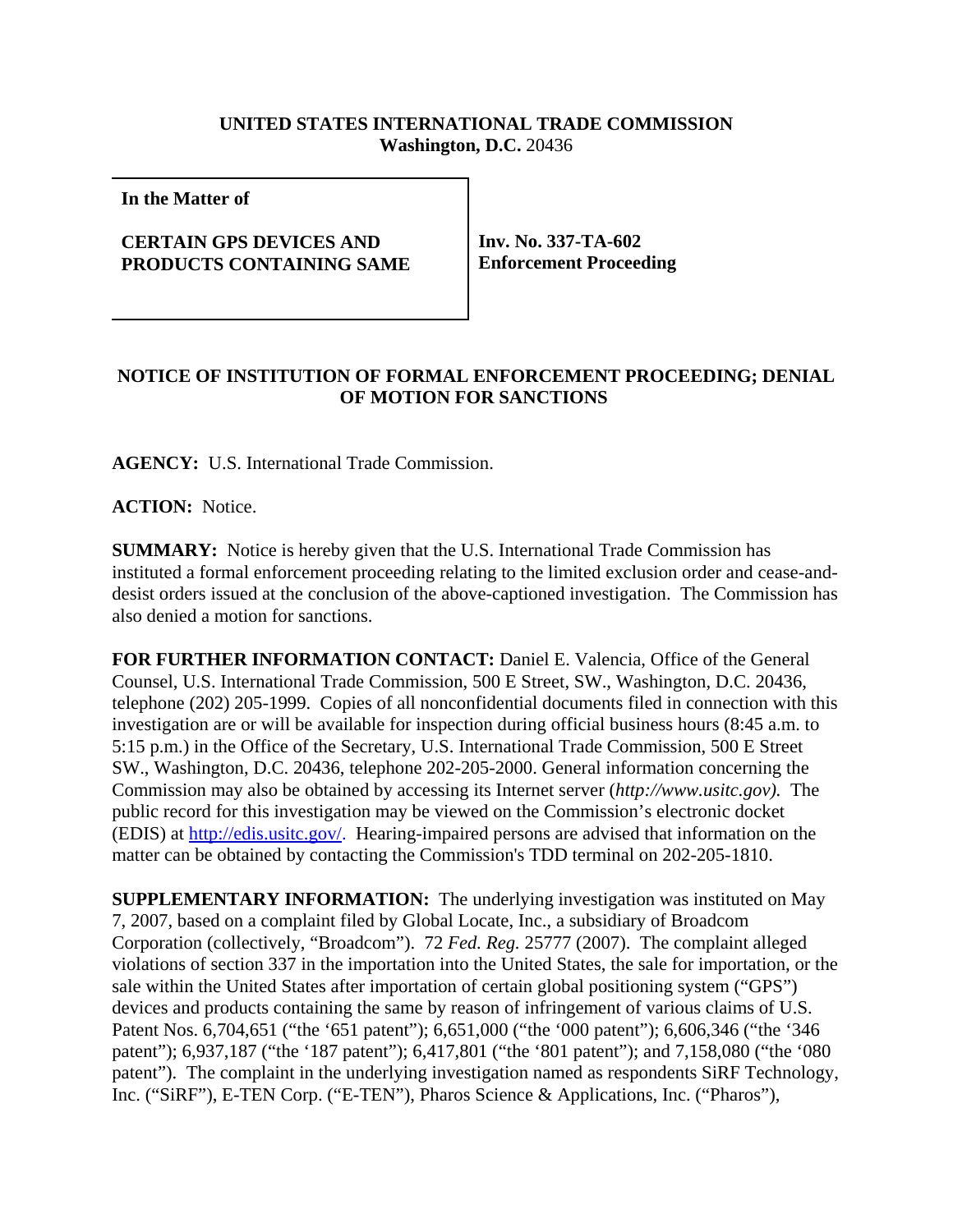**UNITED STATES INTERNATIONAL TRADE COMMISSION**
**Washington, D.C.** 20436

| **In the Matter of**<br><br>**CERTAIN GPS DEVICES AND PRODUCTS CONTAINING SAME** | **Inv. No. 337-TA-602**<br>**Enforcement Proceeding** |
|---|---|

## NOTICE OF INSTITUTION OF FORMAL ENFORCEMENT PROCEEDING; DENIAL OF MOTION FOR SANCTIONS

**AGENCY:** U.S. International Trade Commission.

**ACTION:** Notice.

**SUMMARY:** Notice is hereby given that the U.S. International Trade Commission has instituted a formal enforcement proceeding relating to the limited exclusion order and cease-and-desist orders issued at the conclusion of the above-captioned investigation. The Commission has also denied a motion for sanctions.

**FOR FURTHER INFORMATION CONTACT:** Daniel E. Valencia, Office of the General Counsel, U.S. International Trade Commission, 500 E Street, SW., Washington, D.C. 20436, telephone (202) 205-1999. Copies of all nonconfidential documents filed in connection with this investigation are or will be available for inspection during official business hours (8:45 a.m. to 5:15 p.m.) in the Office of the Secretary, U.S. International Trade Commission, 500 E Street SW., Washington, D.C. 20436, telephone 202-205-2000. General information concerning the Commission may also be obtained by accessing its Internet server (*http://www.usitc.gov).* The public record for this investigation may be viewed on the Commission's electronic docket (EDIS) at http://edis.usitc.gov/. Hearing-impaired persons are advised that information on the matter can be obtained by contacting the Commission's TDD terminal on 202-205-1810.

**SUPPLEMENTARY INFORMATION:** The underlying investigation was instituted on May 7, 2007, based on a complaint filed by Global Locate, Inc., a subsidiary of Broadcom Corporation (collectively, "Broadcom"). 72 *Fed. Reg.* 25777 (2007). The complaint alleged violations of section 337 in the importation into the United States, the sale for importation, or the sale within the United States after importation of certain global positioning system ("GPS") devices and products containing the same by reason of infringement of various claims of U.S. Patent Nos. 6,704,651 ("the '651 patent"); 6,651,000 ("the '000 patent"); 6,606,346 ("the '346 patent"); 6,937,187 ("the '187 patent"); 6,417,801 ("the '801 patent"); and 7,158,080 ("the '080 patent"). The complaint in the underlying investigation named as respondents SiRF Technology, Inc. ("SiRF"), E-TEN Corp. ("E-TEN"), Pharos Science & Applications, Inc. ("Pharos"),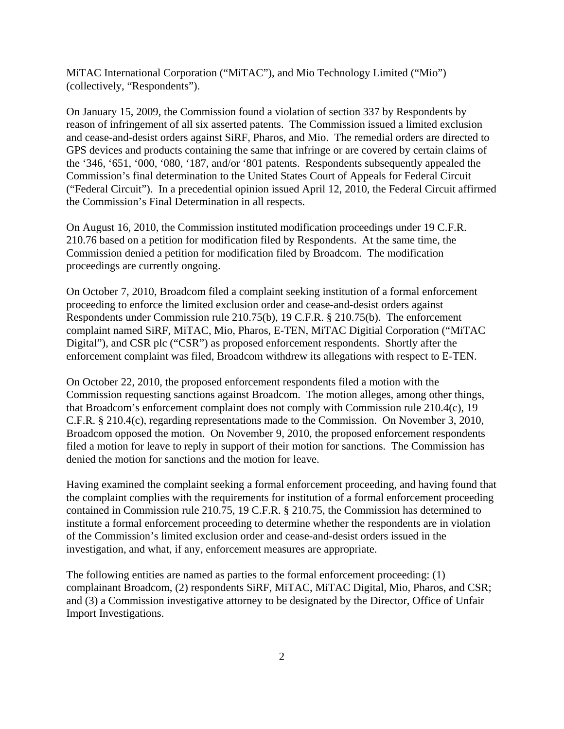MiTAC International Corporation ("MiTAC"), and Mio Technology Limited ("Mio") (collectively, "Respondents").

On January 15, 2009, the Commission found a violation of section 337 by Respondents by reason of infringement of all six asserted patents. The Commission issued a limited exclusion and cease-and-desist orders against SiRF, Pharos, and Mio. The remedial orders are directed to GPS devices and products containing the same that infringe or are covered by certain claims of the '346, '651, '000, '080, '187, and/or '801 patents. Respondents subsequently appealed the Commission's final determination to the United States Court of Appeals for Federal Circuit ("Federal Circuit"). In a precedential opinion issued April 12, 2010, the Federal Circuit affirmed the Commission's Final Determination in all respects.

On August 16, 2010, the Commission instituted modification proceedings under 19 C.F.R. 210.76 based on a petition for modification filed by Respondents. At the same time, the Commission denied a petition for modification filed by Broadcom. The modification proceedings are currently ongoing.

On October 7, 2010, Broadcom filed a complaint seeking institution of a formal enforcement proceeding to enforce the limited exclusion order and cease-and-desist orders against Respondents under Commission rule 210.75(b), 19 C.F.R. § 210.75(b). The enforcement complaint named SiRF, MiTAC, Mio, Pharos, E-TEN, MiTAC Digitial Corporation ("MiTAC Digital"), and CSR plc ("CSR") as proposed enforcement respondents. Shortly after the enforcement complaint was filed, Broadcom withdrew its allegations with respect to E-TEN.

On October 22, 2010, the proposed enforcement respondents filed a motion with the Commission requesting sanctions against Broadcom. The motion alleges, among other things, that Broadcom's enforcement complaint does not comply with Commission rule 210.4(c), 19 C.F.R. § 210.4(c), regarding representations made to the Commission. On November 3, 2010, Broadcom opposed the motion. On November 9, 2010, the proposed enforcement respondents filed a motion for leave to reply in support of their motion for sanctions. The Commission has denied the motion for sanctions and the motion for leave.

Having examined the complaint seeking a formal enforcement proceeding, and having found that the complaint complies with the requirements for institution of a formal enforcement proceeding contained in Commission rule 210.75, 19 C.F.R. § 210.75, the Commission has determined to institute a formal enforcement proceeding to determine whether the respondents are in violation of the Commission's limited exclusion order and cease-and-desist orders issued in the investigation, and what, if any, enforcement measures are appropriate.

The following entities are named as parties to the formal enforcement proceeding: (1) complainant Broadcom, (2) respondents SiRF, MiTAC, MiTAC Digital, Mio, Pharos, and CSR; and (3) a Commission investigative attorney to be designated by the Director, Office of Unfair Import Investigations.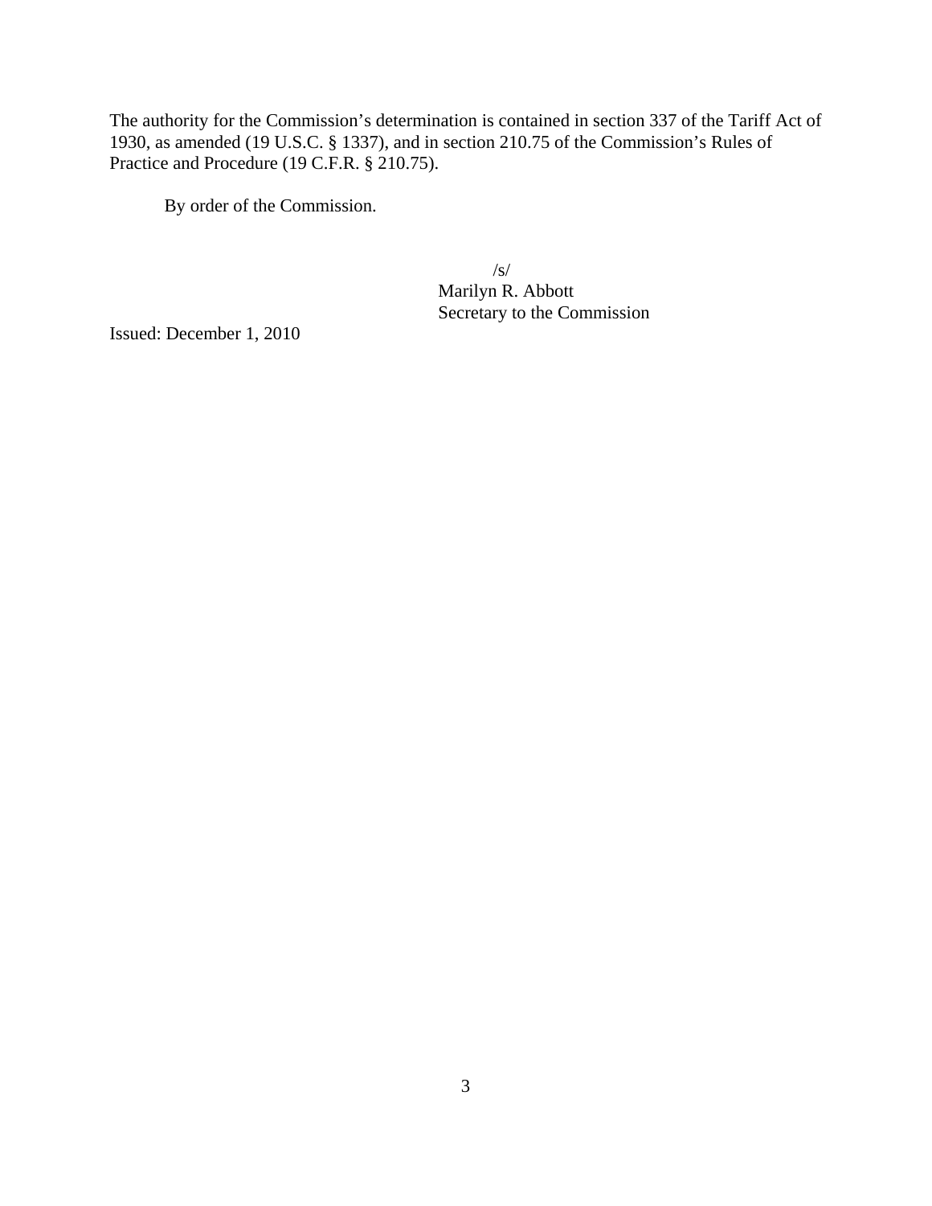The authority for the Commission's determination is contained in section 337 of the Tariff Act of 1930, as amended (19 U.S.C. § 1337), and in section 210.75 of the Commission's Rules of Practice and Procedure (19 C.F.R. § 210.75).

By order of the Commission.

/s/
Marilyn R. Abbott
Secretary to the Commission

Issued: December 1, 2010